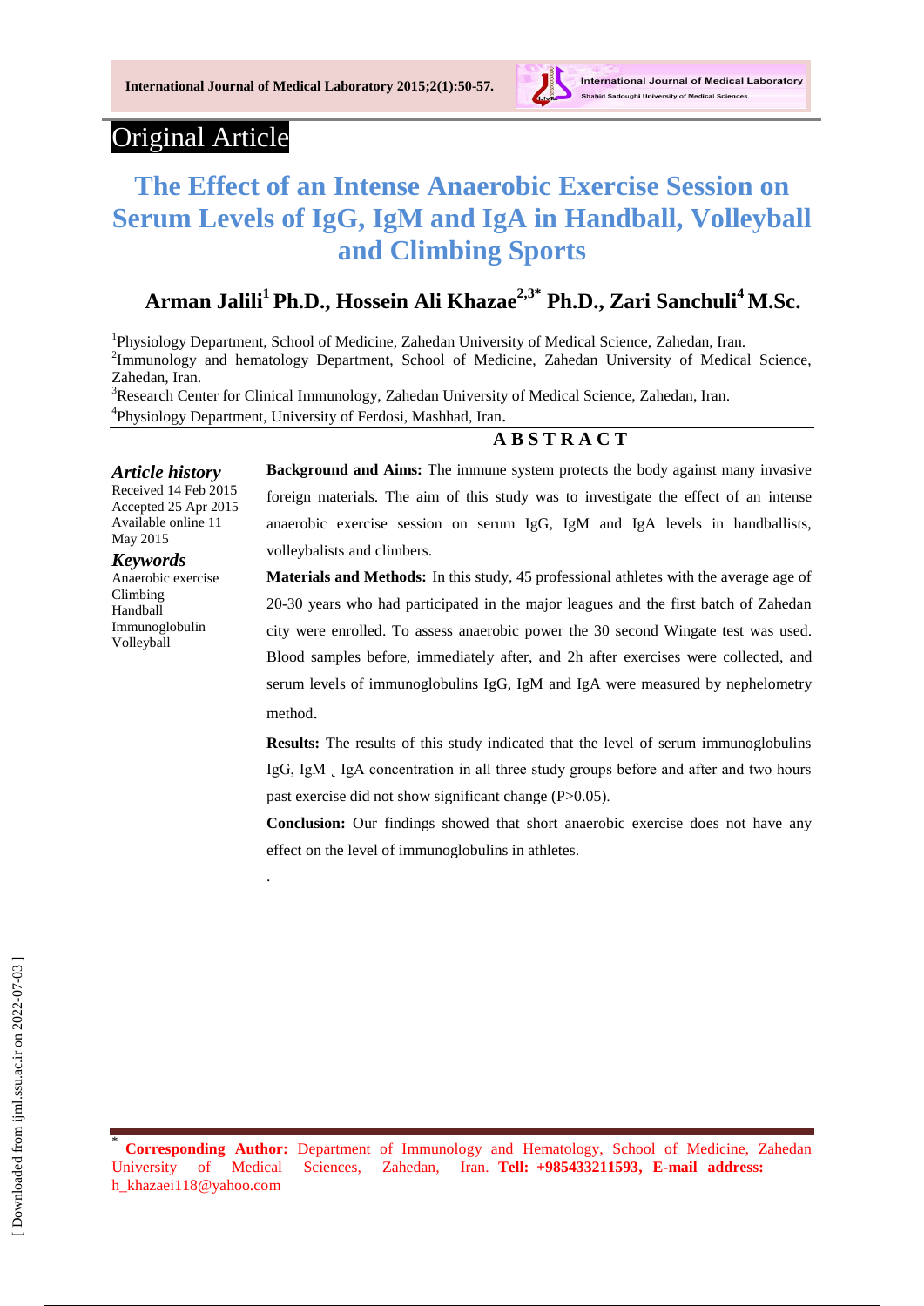Original Article

# The Effect of an Intense Anaerobic Exercise Session on Serum Levels of IgG, IgM and IgA in Handball, Volleyball and Climbing Sports

**Arman Jalili[1] Ph.D., Hossein Ali Khazae[2,3*] Ph.D., Zari Sanchuli[4] M.Sc.**

[1]Physiology Department, School of Medicine, Zahedan University of Medical Science, Zahedan, Iran.
[2]Immunology and hematology Department, School of Medicine, Zahedan University of Medical Science, Zahedan, Iran.
[3]Research Center for Clinical Immunology, Zahedan University of Medical Science, Zahedan, Iran.
[4]Physiology Department, University of Ferdosi, Mashhad, Iran.

## ABSTRACT

***Article history***
Received 14 Feb 2015
Accepted 25 Apr 2015
Available online 11 May 2015

***Keywords***
Anaerobic exercise
Climbing
Handball
Immunoglobulin
Volleyball

**Background and Aims:** The immune system protects the body against many invasive foreign materials. The aim of this study was to investigate the effect of an intense anaerobic exercise session on serum IgG, IgM and IgA levels in handballists, volleyballists and climbers.

**Materials and Methods:** In this study, 45 professional athletes with the average age of 20-30 years who had participated in the major leagues and the first batch of Zahedan city were enrolled. To assess anaerobic power the 30 second Wingate test was used. Blood samples before, immediately after, and 2h after exercises were collected, and serum levels of immunoglobulins IgG, IgM and IgA were measured by nephelometry method.

**Results:** The results of this study indicated that the level of serum immunoglobulins IgG, IgM ، IgA concentration in all three study groups before and after and two hours past exercise did not show significant change (P>0.05).

**Conclusion:** Our findings showed that short anaerobic exercise does not have any effect on the level of immunoglobulins in athletes.

.

* **Corresponding Author:** Department of Immunology and Hematology, School of Medicine, Zahedan University of Medical Sciences, Zahedan, Iran. **Tell: +985433211593, E-mail address:** h_khazaei118@yahoo.com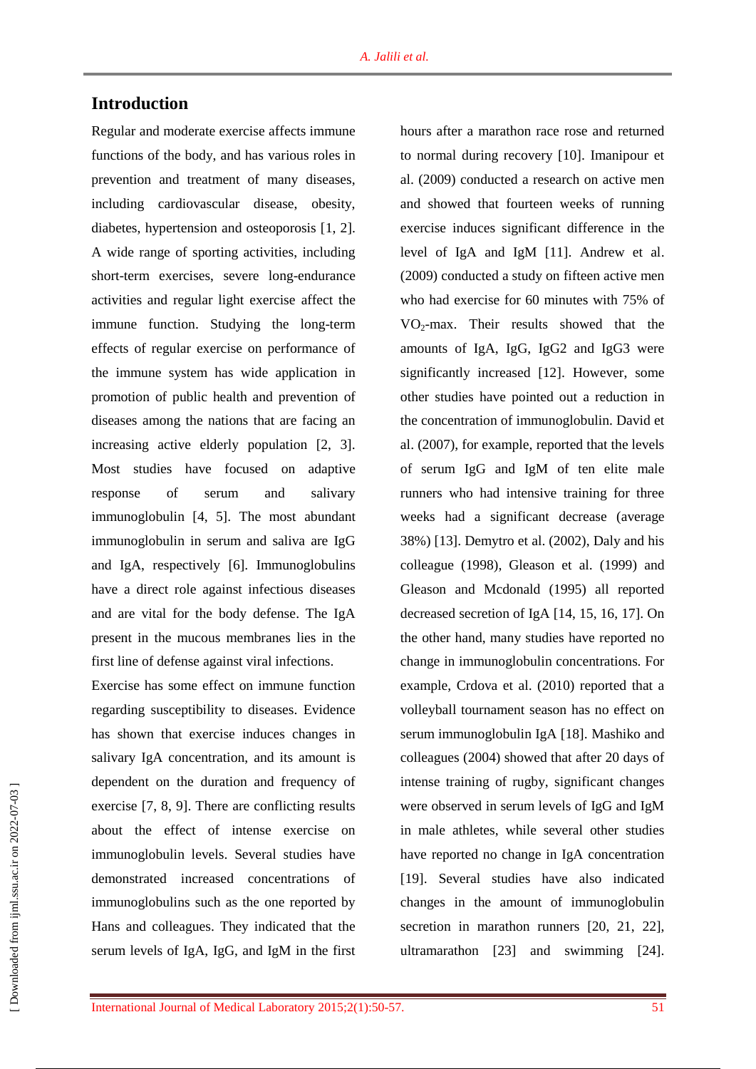## Introduction

Regular and moderate exercise affects immune functions of the body, and has various roles in prevention and treatment of many diseases, including cardiovascular disease, obesity, diabetes, hypertension and osteoporosis [1, 2]. A wide range of sporting activities, including short-term exercises, severe long-endurance activities and regular light exercise affect the immune function. Studying the long-term effects of regular exercise on performance of the immune system has wide application in promotion of public health and prevention of diseases among the nations that are facing an increasing active elderly population [2, 3]. Most studies have focused on adaptive response of serum and salivary immunoglobulin [4, 5]. The most abundant immunoglobulin in serum and saliva are IgG and IgA, respectively [6]. Immunoglobulins have a direct role against infectious diseases and are vital for the body defense. The IgA present in the mucous membranes lies in the first line of defense against viral infections.

Exercise has some effect on immune function regarding susceptibility to diseases. Evidence has shown that exercise induces changes in salivary IgA concentration, and its amount is dependent on the duration and frequency of exercise [7, 8, 9]. There are conflicting results about the effect of intense exercise on immunoglobulin levels. Several studies have demonstrated increased concentrations of immunoglobulins such as the one reported by Hans and colleagues. They indicated that the serum levels of IgA, IgG, and IgM in the first hours after a marathon race rose and returned to normal during recovery [10]. Imanipour et al. (2009) conducted a research on active men and showed that fourteen weeks of running exercise induces significant difference in the level of IgA and IgM [11]. Andrew et al. (2009) conducted a study on fifteen active men who had exercise for 60 minutes with 75% of $VO_2$-max. Their results showed that the amounts of IgA, IgG, IgG2 and IgG3 were significantly increased [12]. However, some other studies have pointed out a reduction in the concentration of immunoglobulin. David et al. (2007), for example, reported that the levels of serum IgG and IgM of ten elite male runners who had intensive training for three weeks had a significant decrease (average 38%) [13]. Demytro et al. (2002), Daly and his colleague (1998), Gleason et al. (1999) and Gleason and Mcdonald (1995) all reported decreased secretion of IgA [14, 15, 16, 17]. On the other hand, many studies have reported no change in immunoglobulin concentrations. For example, Crdova et al. (2010) reported that a volleyball tournament season has no effect on serum immunoglobulin IgA [18]. Mashiko and colleagues (2004) showed that after 20 days of intense training of rugby, significant changes were observed in serum levels of IgG and IgM in male athletes, while several other studies have reported no change in IgA concentration [19]. Several studies have also indicated changes in the amount of immunoglobulin secretion in marathon runners [20, 21, 22], ultramarathon [23] and swimming [24].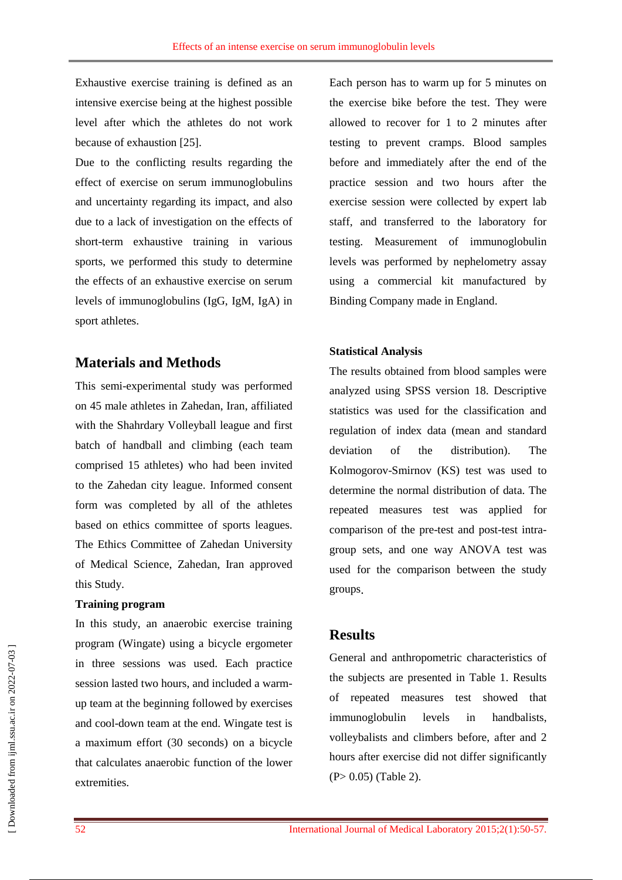Exhaustive exercise training is defined as an intensive exercise being at the highest possible level after which the athletes do not work because of exhaustion [25].

Due to the conflicting results regarding the effect of exercise on serum immunoglobulins and uncertainty regarding its impact, and also due to a lack of investigation on the effects of short-term exhaustive training in various sports, we performed this study to determine the effects of an exhaustive exercise on serum levels of immunoglobulins (IgG, IgM, IgA) in sport athletes.

## Materials and Methods

This semi-experimental study was performed on 45 male athletes in Zahedan, Iran, affiliated with the Shahrdary Volleyball league and first batch of handball and climbing (each team comprised 15 athletes) who had been invited to the Zahedan city league. Informed consent form was completed by all of the athletes based on ethics committee of sports leagues. The Ethics Committee of Zahedan University of Medical Science, Zahedan, Iran approved this Study.

**Training program**

In this study, an anaerobic exercise training program (Wingate) using a bicycle ergometer in three sessions was used. Each practice session lasted two hours, and included a warm-up team at the beginning followed by exercises and cool-down team at the end. Wingate test is a maximum effort (30 seconds) on a bicycle that calculates anaerobic function of the lower extremities.

Each person has to warm up for 5 minutes on the exercise bike before the test. They were allowed to recover for 1 to 2 minutes after testing to prevent cramps. Blood samples before and immediately after the end of the practice session and two hours after the exercise session were collected by expert lab staff, and transferred to the laboratory for testing. Measurement of immunoglobulin levels was performed by nephelometry assay using a commercial kit manufactured by Binding Company made in England.

**Statistical Analysis**

The results obtained from blood samples were analyzed using SPSS version 18. Descriptive statistics was used for the classification and regulation of index data (mean and standard deviation of the distribution). The Kolmogorov-Smirnov (KS) test was used to determine the normal distribution of data. The repeated measures test was applied for comparison of the pre-test and post-test intra-group sets, and one way ANOVA test was used for the comparison between the study groups.

## Results

General and anthropometric characteristics of the subjects are presented in Table 1. Results of repeated measures test showed that immunoglobulin levels in handbalists, volleybalists and climbers before, after and 2 hours after exercise did not differ significantly ($P > 0.05$) (Table 2).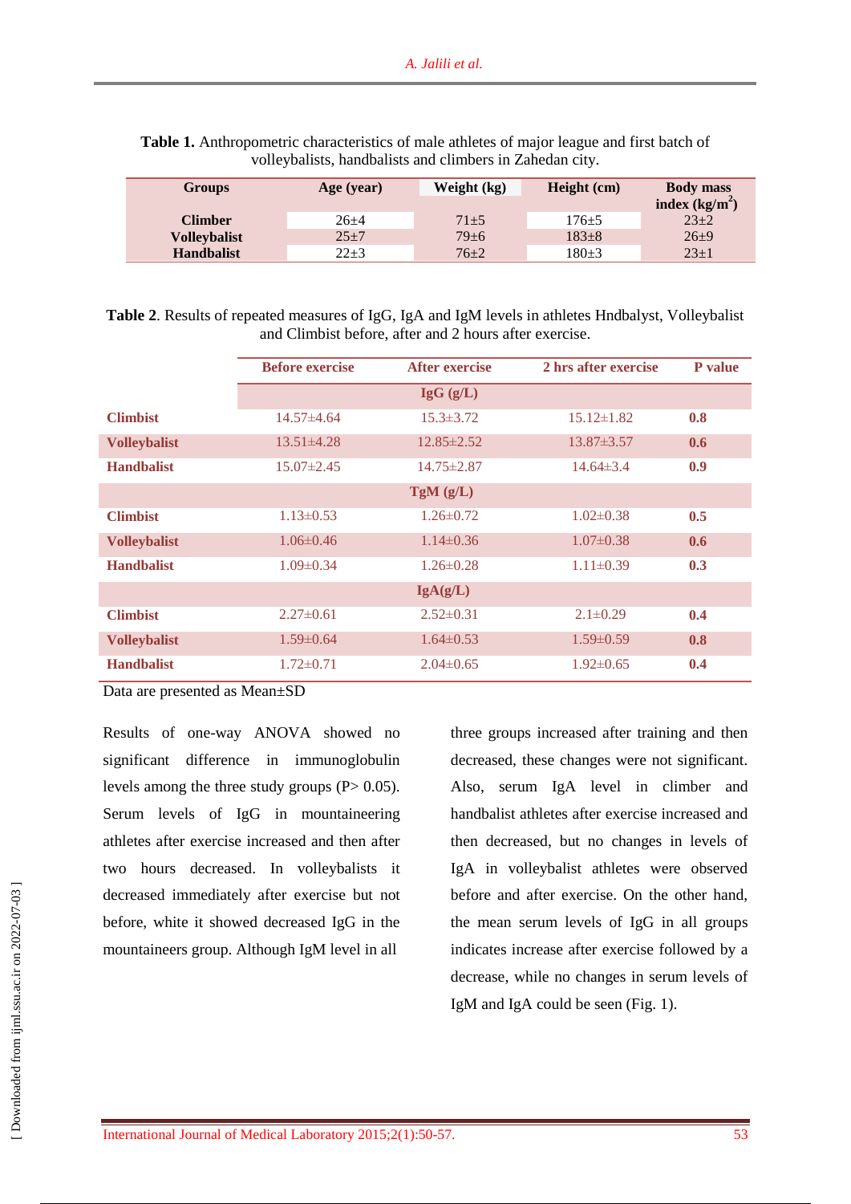**Table 1.** Anthropometric characteristics of male athletes of major league and first batch of volleybalists, handbalists and climbers in Zahedan city.

| Groups | Age (year) | Weight (kg) | Height (cm) | Body mass index (kg/m$^2$) |
|---|---|---|---|---|
| **Climber** | 26±4 | 71±5 | 176±5 | 23±2 |
| **Volleybalist** | 25±7 | 79±6 | 183±8 | 26±9 |
| **Handbalist** | 22±3 | 76±2 | 180±3 | 23±1 |

**Table 2**. Results of repeated measures of IgG, IgA and IgM levels in athletes Hndbalyst, Volleybalist and Climbist before, after and 2 hours after exercise.

| | Before exercise | After exercise | 2 hrs after exercise | P value |
|---|---|---|---|---|
| | | **IgG (g/L)** | | |
| **Climbist** | 14.57±4.64 | 15.3±3.72 | 15.12±1.82 | **0.8** |
| **Volleybalist** | 13.51±4.28 | 12.85±2.52 | 13.87±3.57 | **0.6** |
| **Handbalist** | 15.07±2.45 | 14.75±2.87 | 14.64±3.4 | **0.9** |
| | | **TgM (g/L)** | | |
| **Climbist** | 1.13±0.53 | 1.26±0.72 | 1.02±0.38 | **0.5** |
| **Volleybalist** | 1.06±0.46 | 1.14±0.36 | 1.07±0.38 | **0.6** |
| **Handbalist** | 1.09±0.34 | 1.26±0.28 | 1.11±0.39 | **0.3** |
| | | **IgA(g/L)** | | |
| **Climbist** | 2.27±0.61 | 2.52±0.31 | 2.1±0.29 | **0.4** |
| **Volleybalist** | 1.59±0.64 | 1.64±0.53 | 1.59±0.59 | **0.8** |
| **Handbalist** | 1.72±0.71 | 2.04±0.65 | 1.92±0.65 | **0.4** |

Data are presented as Mean±SD

Results of one-way ANOVA showed no significant difference in immunoglobulin levels among the three study groups (P> 0.05). Serum levels of IgG in mountaineering athletes after exercise increased and then after two hours decreased. In volleybalists it decreased immediately after exercise but not before, white it showed decreased IgG in the mountaineers group. Although IgM level in all three groups increased after training and then decreased, these changes were not significant. Also, serum IgA level in climber and handbalist athletes after exercise increased and then decreased, but no changes in levels of IgA in volleybalist athletes were observed before and after exercise. On the other hand, the mean serum levels of IgG in all groups indicates increase after exercise followed by a decrease, while no changes in serum levels of IgM and IgA could be seen (Fig. 1).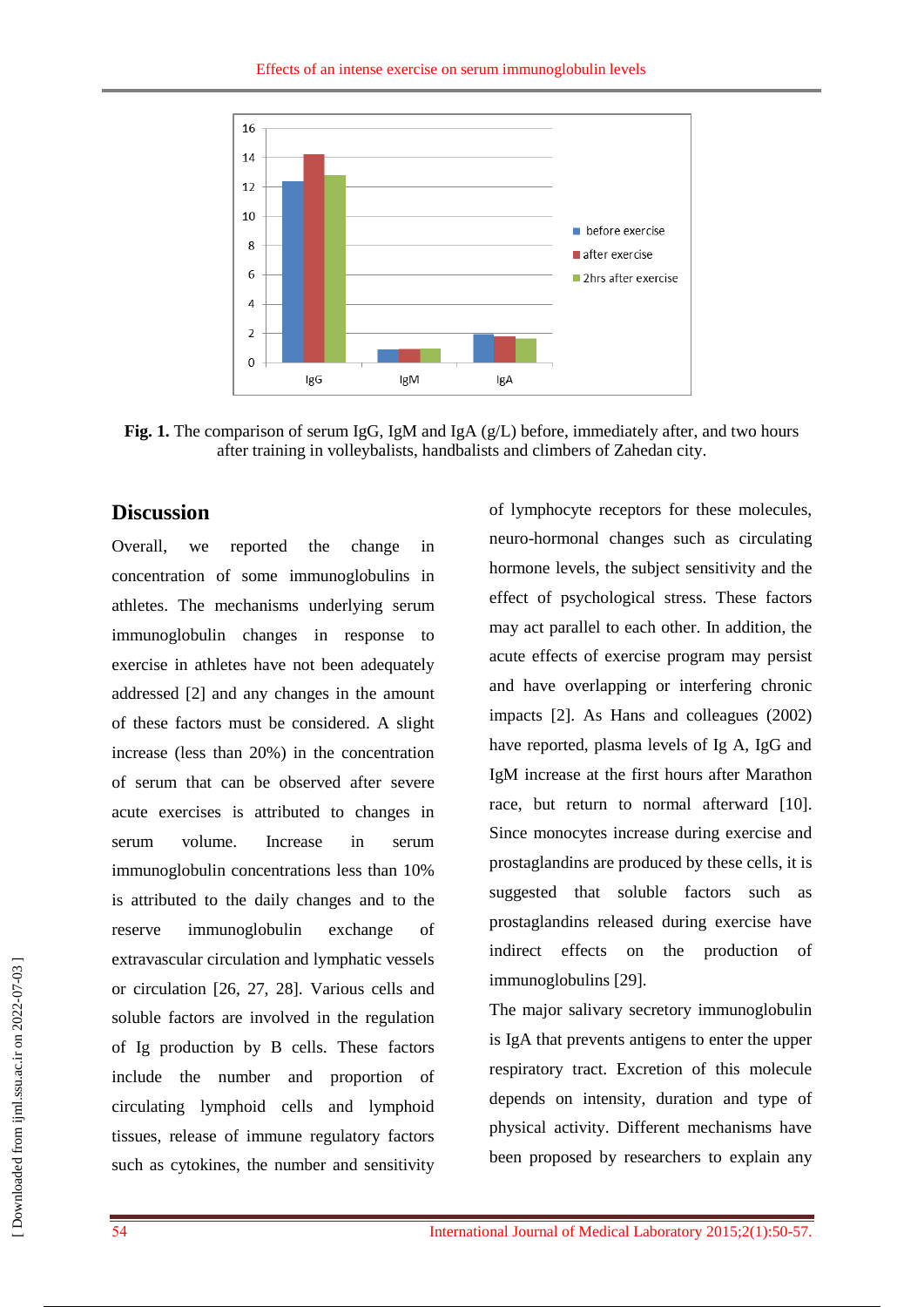**Fig. 1.** The comparison of serum IgG, IgM and IgA (g/L) before, immediately after, and two hours after training in volleybalists, handbalists and climbers of Zahedan city.

## Discussion

Overall, we reported the change in concentration of some immunoglobulins in athletes. The mechanisms underlying serum immunoglobulin changes in response to exercise in athletes have not been adequately addressed [2] and any changes in the amount of these factors must be considered. A slight increase (less than 20%) in the concentration of serum that can be observed after severe acute exercises is attributed to changes in serum volume. Increase in serum immunoglobulin concentrations less than 10% is attributed to the daily changes and to the reserve immunoglobulin exchange of extravascular circulation and lymphatic vessels or circulation [26, 27, 28]. Various cells and soluble factors are involved in the regulation of Ig production by B cells. These factors include the number and proportion of circulating lymphoid cells and lymphoid tissues, release of immune regulatory factors such as cytokines, the number and sensitivity of lymphocyte receptors for these molecules, neuro-hormonal changes such as circulating hormone levels, the subject sensitivity and the effect of psychological stress. These factors may act parallel to each other. In addition, the acute effects of exercise program may persist and have overlapping or interfering chronic impacts [2]. As Hans and colleagues (2002) have reported, plasma levels of Ig A, IgG and IgM increase at the first hours after Marathon race, but return to normal afterward [10]. Since monocytes increase during exercise and prostaglandins are produced by these cells, it is suggested that soluble factors such as prostaglandins released during exercise have indirect effects on the production of immunoglobulins [29].

The major salivary secretory immunoglobulin is IgA that prevents antigens to enter the upper respiratory tract. Excretion of this molecule depends on intensity, duration and type of physical activity. Different mechanisms have been proposed by researchers to explain any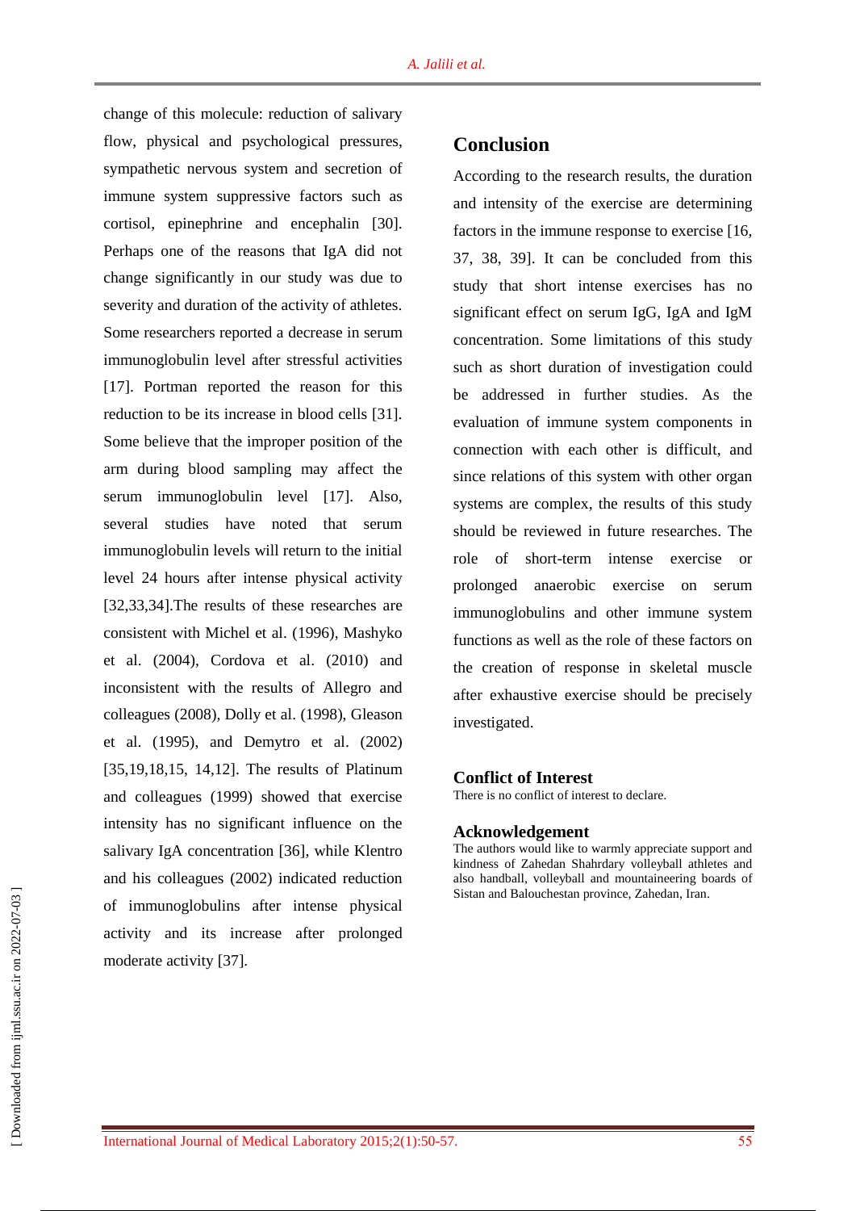change of this molecule: reduction of salivary flow, physical and psychological pressures, sympathetic nervous system and secretion of immune system suppressive factors such as cortisol, epinephrine and encephalin [30]. Perhaps one of the reasons that IgA did not change significantly in our study was due to severity and duration of the activity of athletes. Some researchers reported a decrease in serum immunoglobulin level after stressful activities [17]. Portman reported the reason for this reduction to be its increase in blood cells [31]. Some believe that the improper position of the arm during blood sampling may affect the serum immunoglobulin level [17]. Also, several studies have noted that serum immunoglobulin levels will return to the initial level 24 hours after intense physical activity [32,33,34].The results of these researches are consistent with Michel et al. (1996), Mashyko et al. (2004), Cordova et al. (2010) and inconsistent with the results of Allegro and colleagues (2008), Dolly et al. (1998), Gleason et al. (1995), and Demytro et al. (2002) [35,19,18,15, 14,12]. The results of Platinum and colleagues (1999) showed that exercise intensity has no significant influence on the salivary IgA concentration [36], while Klentro and his colleagues (2002) indicated reduction of immunoglobulins after intense physical activity and its increase after prolonged moderate activity [37].

## Conclusion

According to the research results, the duration and intensity of the exercise are determining factors in the immune response to exercise [16, 37, 38, 39]. It can be concluded from this study that short intense exercises has no significant effect on serum IgG, IgA and IgM concentration. Some limitations of this study such as short duration of investigation could be addressed in further studies. As the evaluation of immune system components in connection with each other is difficult, and since relations of this system with other organ systems are complex, the results of this study should be reviewed in future researches. The role of short-term intense exercise or prolonged anaerobic exercise on serum immunoglobulins and other immune system functions as well as the role of these factors on the creation of response in skeletal muscle after exhaustive exercise should be precisely investigated.

## Conflict of Interest

There is no conflict of interest to declare.

## Acknowledgement

The authors would like to warmly appreciate support and kindness of Zahedan Shahrdary volleyball athletes and also handball, volleyball and mountaineering boards of Sistan and Balouchestan province, Zahedan, Iran.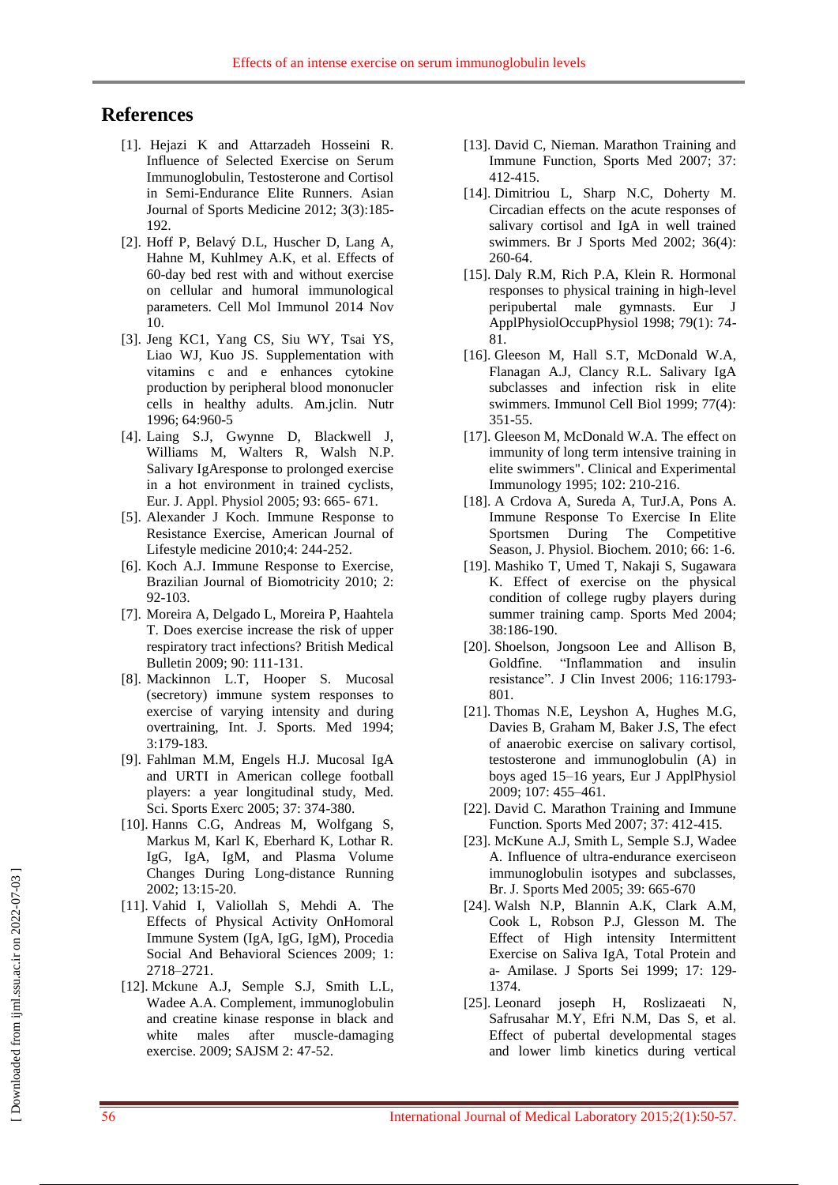## References

[1]. Hejazi K and Attarzadeh Hosseini R. Influence of Selected Exercise on Serum Immunoglobulin, Testosterone and Cortisol in Semi-Endurance Elite Runners. Asian Journal of Sports Medicine 2012; 3(3):185-192.

[2]. Hoff P, Belavý D.L, Huscher D, Lang A, Hahne M, Kuhlmey A.K, et al. Effects of 60-day bed rest with and without exercise on cellular and humoral immunological parameters. Cell Mol Immunol 2014 Nov 10.

[3]. Jeng KC1, Yang CS, Siu WY, Tsai YS, Liao WJ, Kuo JS. Supplementation with vitamins c and e enhances cytokine production by peripheral blood mononucler cells in healthy adults. Am.jclin. Nutr 1996; 64:960-5

[4]. Laing S.J, Gwynne D, Blackwell J, Williams M, Walters R, Walsh N.P. Salivary IgAresponse to prolonged exercise in a hot environment in trained cyclists, Eur. J. Appl. Physiol 2005; 93: 665- 671.

[5]. Alexander J Koch. Immune Response to Resistance Exercise, American Journal of Lifestyle medicine 2010;4: 244-252.

[6]. Koch A.J. Immune Response to Exercise, Brazilian Journal of Biomotricity 2010; 2: 92-103.

[7]. Moreira A, Delgado L, Moreira P, Haahtela T. Does exercise increase the risk of upper respiratory tract infections? British Medical Bulletin 2009; 90: 111-131.

[8]. Mackinnon L.T, Hooper S. Mucosal (secretory) immune system responses to exercise of varying intensity and during overtraining, Int. J. Sports. Med 1994; 3:179-183.

[9]. Fahlman M.M, Engels H.J. Mucosal IgA and URTI in American college football players: a year longitudinal study, Med. Sci. Sports Exerc 2005; 37: 374-380.

[10]. Hanns C.G, Andreas M, Wolfgang S, Markus M, Karl K, Eberhard K, Lothar R. IgG, IgA, IgM, and Plasma Volume Changes During Long-distance Running 2002; 13:15-20.

[11]. Vahid I, Valiollah S, Mehdi A. The Effects of Physical Activity OnHomoral Immune System (IgA, IgG, IgM), Procedia Social And Behavioral Sciences 2009; 1: 2718–2721.

[12]. Mckune A.J, Semple S.J, Smith L.L, Wadee A.A. Complement, immunoglobulin and creatine kinase response in black and white males after muscle-damaging exercise. 2009; SAJSM 2: 47-52.

[13]. David C, Nieman. Marathon Training and Immune Function, Sports Med 2007; 37: 412-415.

[14]. Dimitriou L, Sharp N.C, Doherty M. Circadian effects on the acute responses of salivary cortisol and IgA in well trained swimmers. Br J Sports Med 2002; 36(4): 260-64.

[15]. Daly R.M, Rich P.A, Klein R. Hormonal responses to physical training in high-level peripubertal male gymnasts. Eur J ApplPhysiolOccupPhysiol 1998; 79(1): 74-81.

[16]. Gleeson M, Hall S.T, McDonald W.A, Flanagan A.J, Clancy R.L. Salivary IgA subclasses and infection risk in elite swimmers. Immunol Cell Biol 1999; 77(4): 351-55.

[17]. Gleeson M, McDonald W.A. The effect on immunity of long term intensive training in elite swimmers". Clinical and Experimental Immunology 1995; 102: 210-216.

[18]. A Crdova A, Sureda A, TurJ.A, Pons A. Immune Response To Exercise In Elite Sportsmen During The Competitive Season, J. Physiol. Biochem. 2010; 66: 1-6.

[19]. Mashiko T, Umed T, Nakaji S, Sugawara K. Effect of exercise on the physical condition of college rugby players during summer training camp. Sports Med 2004; 38:186-190.

[20]. Shoelson, Jongsoon Lee and Allison B, Goldfine. "Inflammation and insulin resistance". J Clin Invest 2006; 116:1793-801.

[21]. Thomas N.E, Leyshon A, Hughes M.G, Davies B, Graham M, Baker J.S, The efect of anaerobic exercise on salivary cortisol, testosterone and immunoglobulin (A) in boys aged 15–16 years, Eur J ApplPhysiol 2009; 107: 455–461.

[22]. David C. Marathon Training and Immune Function. Sports Med 2007; 37: 412-415.

[23]. McKune A.J, Smith L, Semple S.J, Wadee A. Influence of ultra-endurance exerciseon immunoglobulin isotypes and subclasses, Br. J. Sports Med 2005; 39: 665-670

[24]. Walsh N.P, Blannin A.K, Clark A.M, Cook L, Robson P.J, Glesson M. The Effect of High intensity Intermittent Exercise on Saliva IgA, Total Protein and a- Amilase. J Sports Sei 1999; 17: 129-1374.

[25]. Leonard joseph H, Roslizaeati N, Safrusahar M.Y, Efri N.M, Das S, et al. Effect of pubertal developmental stages and lower limb kinetics during vertical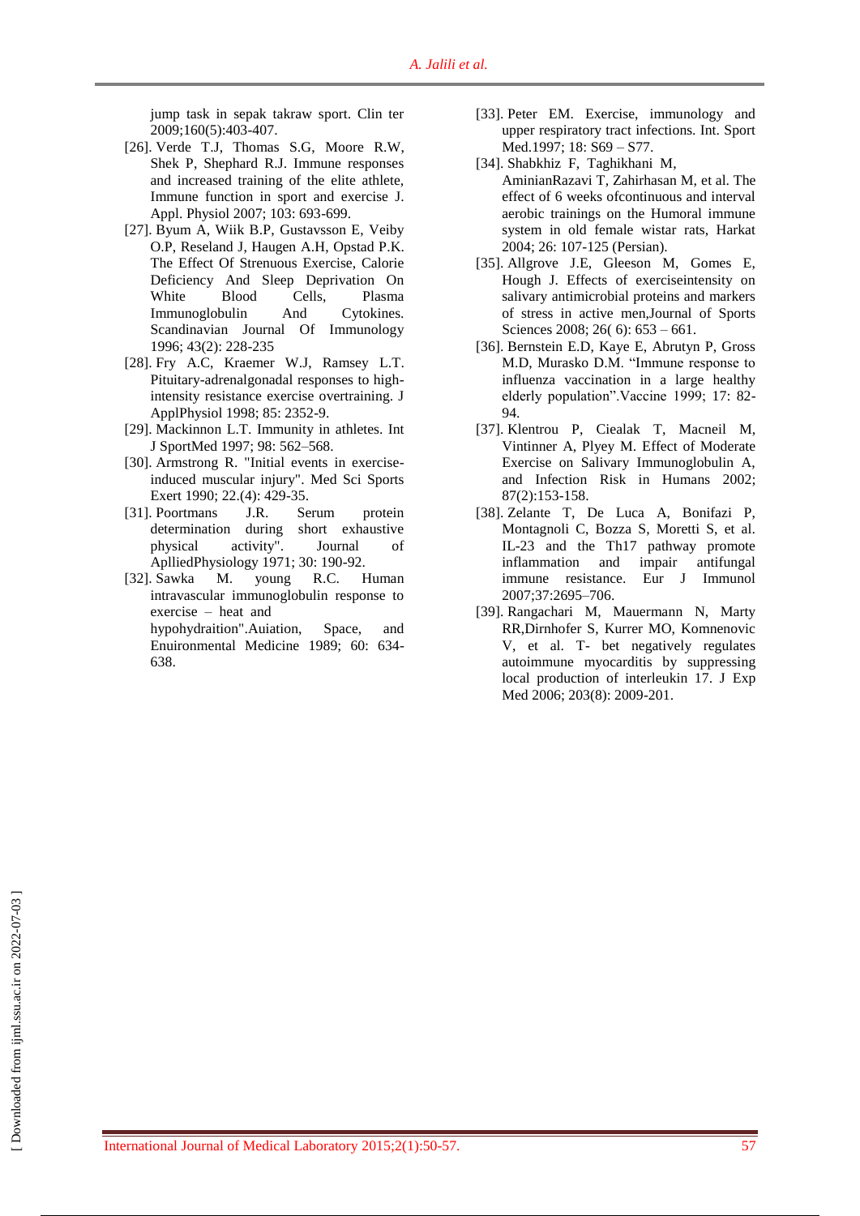jump task in sepak takraw sport. Clin ter 2009;160(5):403-407.

[26]. Verde T.J, Thomas S.G, Moore R.W, Shek P, Shephard R.J. Immune responses and increased training of the elite athlete, Immune function in sport and exercise J. Appl. Physiol 2007; 103: 693-699.

[27]. Byum A, Wiik B.P, Gustavsson E, Veiby O.P, Reseland J, Haugen A.H, Opstad P.K. The Effect Of Strenuous Exercise, Calorie Deficiency And Sleep Deprivation On White Blood Cells, Plasma Immunoglobulin And Cytokines. Scandinavian Journal Of Immunology 1996; 43(2): 228-235

[28]. Fry A.C, Kraemer W.J, Ramsey L.T. Pituitary-adrenalgonadal responses to high-intensity resistance exercise overtraining. J ApplPhysiol 1998; 85: 2352-9.

[29]. Mackinnon L.T. Immunity in athletes. Int J SportMed 1997; 98: 562–568.

[30]. Armstrong R. "Initial events in exercise-induced muscular injury". Med Sci Sports Exert 1990; 22.(4): 429-35.

[31]. Poortmans J.R. Serum protein determination during short exhaustive physical activity". Journal of Apllied Physiology 1971; 30: 190-92.

[32]. Sawka M. young R.C. Human intravascular immunoglobulin response to exercise – heat and hypohydraition".Auiation, Space, and Enuironmental Medicine 1989; 60: 634-638.

[33]. Peter EM. Exercise, immunology and upper respiratory tract infections. Int. Sport Med.1997; 18: S69 – S77.

[34]. Shabkhiz F, Taghikhani M, AminianRazavi T, Zahirhasan M, et al. The effect of 6 weeks ofcontinuous and interval aerobic trainings on the Humoral immune system in old female wistar rats, Harkat 2004; 26: 107-125 (Persian).

[35]. Allgrove J.E, Gleeson M, Gomes E, Hough J. Effects of exerciseintensity on salivary antimicrobial proteins and markers of stress in active men,Journal of Sports Sciences 2008; 26( 6): 653 – 661.

[36]. Bernstein E.D, Kaye E, Abrutyn P, Gross M.D, Murasko D.M. "Immune response to influenza vaccination in a large healthy elderly population".Vaccine 1999; 17: 82-94.

[37]. Klentrou P, Cielak T, Macneil M, Vintinner A, Plyey M. Effect of Moderate Exercise on Salivary Immunoglobulin A, and Infection Risk in Humans 2002; 87(2):153-158.

[38]. Zelante T, De Luca A, Bonifazi P, Montagnoli C, Bozza S, Moretti S, et al. IL-23 and the Th17 pathway promote inflammation and impair antifungal immune resistance. Eur J Immunol 2007;37:2695–706.

[39]. Rangachari M, Mauermann N, Marty RR,Dirnhofer S, Kurrer MO, Komnenovic V, et al. T- bet negatively regulates autoimmune myocarditis by suppressing local production of interleukin 17. J Exp Med 2006; 203(8): 2009-201.